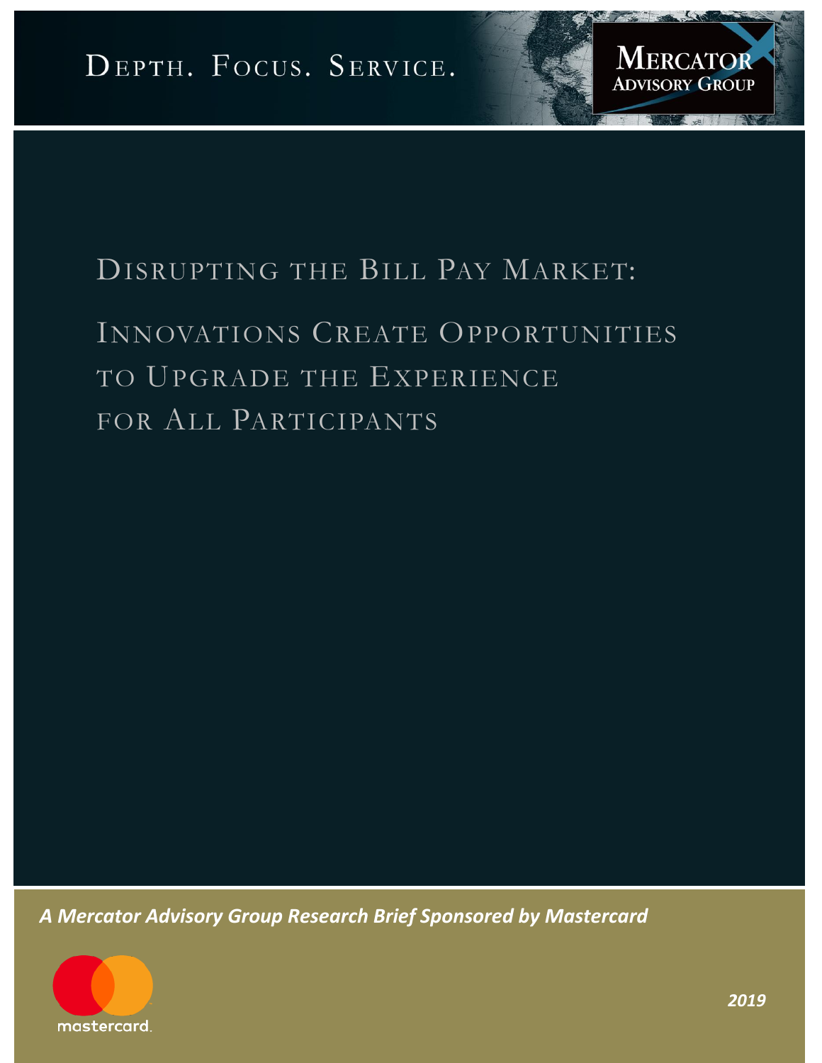DEPTH. FOCUS. SERVICE.

MERCATOR ADVISORY GROUP

# DISRUPTING THE BILL PAY MARKET:

## INNOVATIONS CREATE OPPORTUNITIES TO UPGRADE THE EXPERIENCE FOR ALL PARTICIPANTS

***A Mercator Advisory Group Research Brief Sponsored by Mastercard***

mastercard

***2019***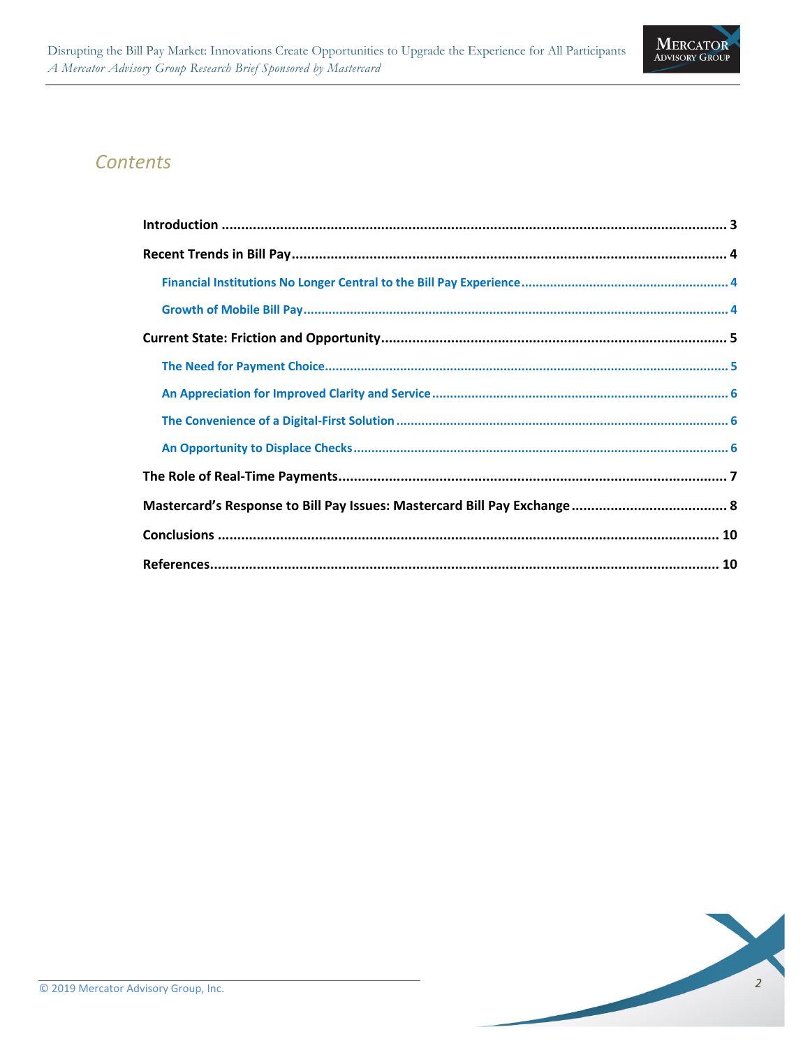## Contents

**Introduction** ........................................................................................................................ **3**

**Recent Trends in Bill Pay** ........................................................................................................ **4**

- **Financial Institutions No Longer Central to the Bill Pay Experience** ........................................ **4**
- **Growth of Mobile Bill Pay** ................................................................................................ **4**

**Current State: Friction and Opportunity** ........................................................................................ **5**

- **The Need for Payment Choice** .......................................................................................... **5**
- **An Appreciation for Improved Clarity and Service** ................................................................. **6**
- **The Convenience of a Digital-First Solution** ........................................................................ **6**
- **An Opportunity to Displace Checks** .................................................................................... **6**

**The Role of Real-Time Payments** ................................................................................................ **7**

**Mastercard's Response to Bill Pay Issues: Mastercard Bill Pay Exchange** ........................................ **8**

**Conclusions** ........................................................................................................................ **10**

**References** .......................................................................................................................... **10**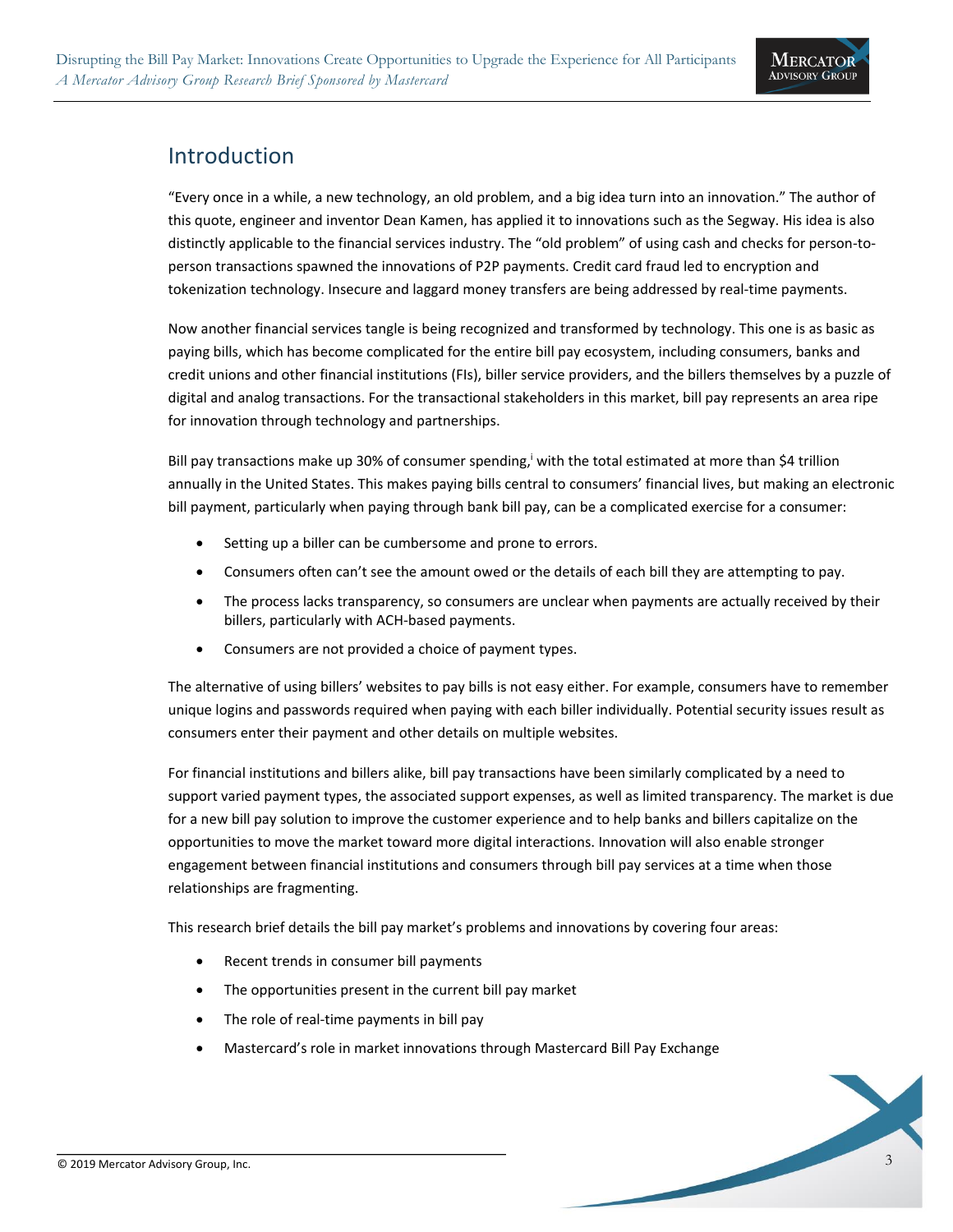## Introduction

“Every once in a while, a new technology, an old problem, and a big idea turn into an innovation.” The author of this quote, engineer and inventor Dean Kamen, has applied it to innovations such as the Segway. His idea is also distinctly applicable to the financial services industry. The “old problem” of using cash and checks for person-to-person transactions spawned the innovations of P2P payments. Credit card fraud led to encryption and tokenization technology. Insecure and laggard money transfers are being addressed by real-time payments.

Now another financial services tangle is being recognized and transformed by technology. This one is as basic as paying bills, which has become complicated for the entire bill pay ecosystem, including consumers, banks and credit unions and other financial institutions (FIs), biller service providers, and the billers themselves by a puzzle of digital and analog transactions. For the transactional stakeholders in this market, bill pay represents an area ripe for innovation through technology and partnerships.

Bill pay transactions make up 30% of consumer spending,[i] with the total estimated at more than $4 trillion annually in the United States. This makes paying bills central to consumers’ financial lives, but making an electronic bill payment, particularly when paying through bank bill pay, can be a complicated exercise for a consumer:

- Setting up a biller can be cumbersome and prone to errors.
- Consumers often can’t see the amount owed or the details of each bill they are attempting to pay.
- The process lacks transparency, so consumers are unclear when payments are actually received by their billers, particularly with ACH-based payments.
- Consumers are not provided a choice of payment types.

The alternative of using billers’ websites to pay bills is not easy either. For example, consumers have to remember unique logins and passwords required when paying with each biller individually. Potential security issues result as consumers enter their payment and other details on multiple websites.

For financial institutions and billers alike, bill pay transactions have been similarly complicated by a need to support varied payment types, the associated support expenses, as well as limited transparency. The market is due for a new bill pay solution to improve the customer experience and to help banks and billers capitalize on the opportunities to move the market toward more digital interactions. Innovation will also enable stronger engagement between financial institutions and consumers through bill pay services at a time when those relationships are fragmenting.

This research brief details the bill pay market’s problems and innovations by covering four areas:

- Recent trends in consumer bill payments
- The opportunities present in the current bill pay market
- The role of real-time payments in bill pay
- Mastercard’s role in market innovations through Mastercard Bill Pay Exchange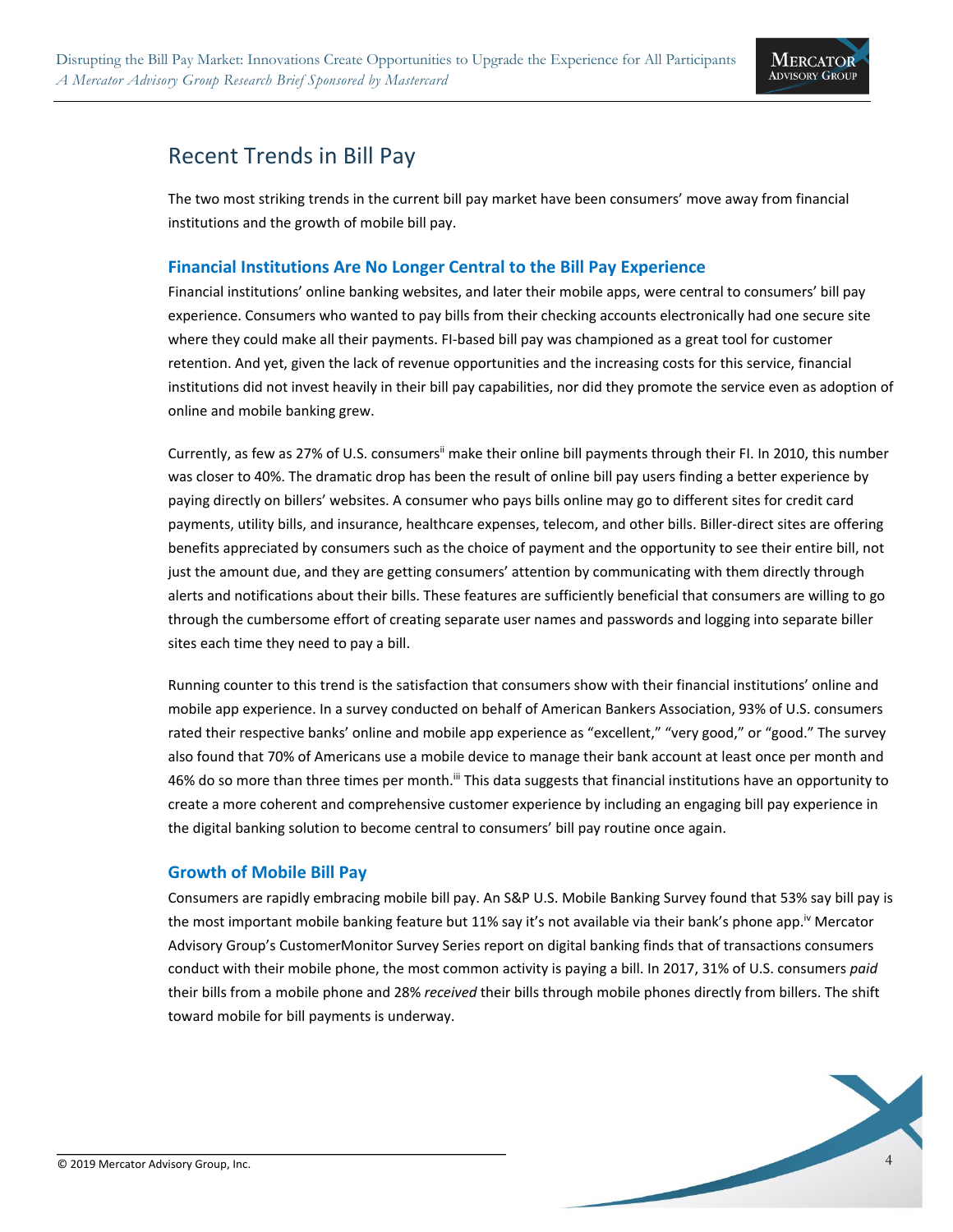# Recent Trends in Bill Pay

The two most striking trends in the current bill pay market have been consumers' move away from financial institutions and the growth of mobile bill pay.

## Financial Institutions Are No Longer Central to the Bill Pay Experience

Financial institutions' online banking websites, and later their mobile apps, were central to consumers' bill pay experience. Consumers who wanted to pay bills from their checking accounts electronically had one secure site where they could make all their payments. FI-based bill pay was championed as a great tool for customer retention. And yet, given the lack of revenue opportunities and the increasing costs for this service, financial institutions did not invest heavily in their bill pay capabilities, nor did they promote the service even as adoption of online and mobile banking grew.

Currently, as few as 27% of U.S. consumers[ii] make their online bill payments through their FI. In 2010, this number was closer to 40%. The dramatic drop has been the result of online bill pay users finding a better experience by paying directly on billers' websites. A consumer who pays bills online may go to different sites for credit card payments, utility bills, and insurance, healthcare expenses, telecom, and other bills. Biller-direct sites are offering benefits appreciated by consumers such as the choice of payment and the opportunity to see their entire bill, not just the amount due, and they are getting consumers' attention by communicating with them directly through alerts and notifications about their bills. These features are sufficiently beneficial that consumers are willing to go through the cumbersome effort of creating separate user names and passwords and logging into separate biller sites each time they need to pay a bill.

Running counter to this trend is the satisfaction that consumers show with their financial institutions' online and mobile app experience. In a survey conducted on behalf of American Bankers Association, 93% of U.S. consumers rated their respective banks' online and mobile app experience as "excellent," "very good," or "good." The survey also found that 70% of Americans use a mobile device to manage their bank account at least once per month and 46% do so more than three times per month.[iii] This data suggests that financial institutions have an opportunity to create a more coherent and comprehensive customer experience by including an engaging bill pay experience in the digital banking solution to become central to consumers' bill pay routine once again.

## Growth of Mobile Bill Pay

Consumers are rapidly embracing mobile bill pay. An S&P U.S. Mobile Banking Survey found that 53% say bill pay is the most important mobile banking feature but 11% say it's not available via their bank's phone app.[iv] Mercator Advisory Group's CustomerMonitor Survey Series report on digital banking finds that of transactions consumers conduct with their mobile phone, the most common activity is paying a bill. In 2017, 31% of U.S. consumers *paid* their bills from a mobile phone and 28% *received* their bills through mobile phones directly from billers. The shift toward mobile for bill payments is underway.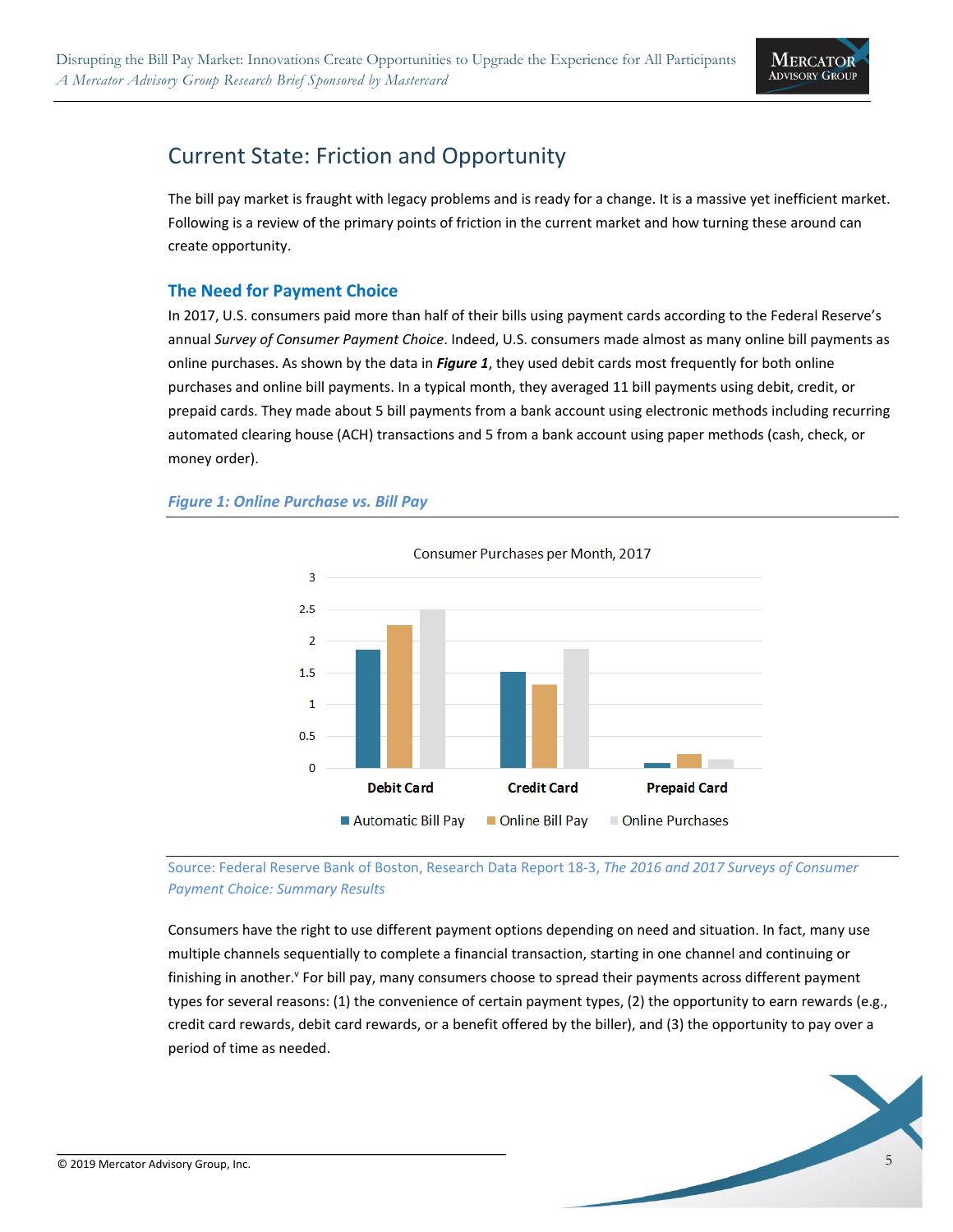## Current State: Friction and Opportunity

The bill pay market is fraught with legacy problems and is ready for a change. It is a massive yet inefficient market. Following is a review of the primary points of friction in the current market and how turning these around can create opportunity.

### The Need for Payment Choice

In 2017, U.S. consumers paid more than half of their bills using payment cards according to the Federal Reserve's annual *Survey of Consumer Payment Choice*. Indeed, U.S. consumers made almost as many online bill payments as online purchases. As shown by the data in ***Figure 1***, they used debit cards most frequently for both online purchases and online bill payments. In a typical month, they averaged 11 bill payments using debit, credit, or prepaid cards. They made about 5 bill payments from a bank account using electronic methods including recurring automated clearing house (ACH) transactions and 5 from a bank account using paper methods (cash, check, or money order).

***Figure 1: Online Purchase vs. Bill Pay***

Consumer Purchases per Month, 2017

| | Automatic Bill Pay | Online Bill Pay | Online Purchases |
|---|---|---|---|
| Debit Card | 1.85 | 2.25 | 2.5 |
| Credit Card | 1.5 | 1.3 | 1.87 |
| Prepaid Card | 0.07 | 0.22 | 0.13 |

Source: Federal Reserve Bank of Boston, Research Data Report 18-3, *The 2016 and 2017 Surveys of Consumer Payment Choice: Summary Results*

Consumers have the right to use different payment options depending on need and situation. In fact, many use multiple channels sequentially to complete a financial transaction, starting in one channel and continuing or finishing in another.[v] For bill pay, many consumers choose to spread their payments across different payment types for several reasons: (1) the convenience of certain payment types, (2) the opportunity to earn rewards (e.g., credit card rewards, debit card rewards, or a benefit offered by the biller), and (3) the opportunity to pay over a period of time as needed.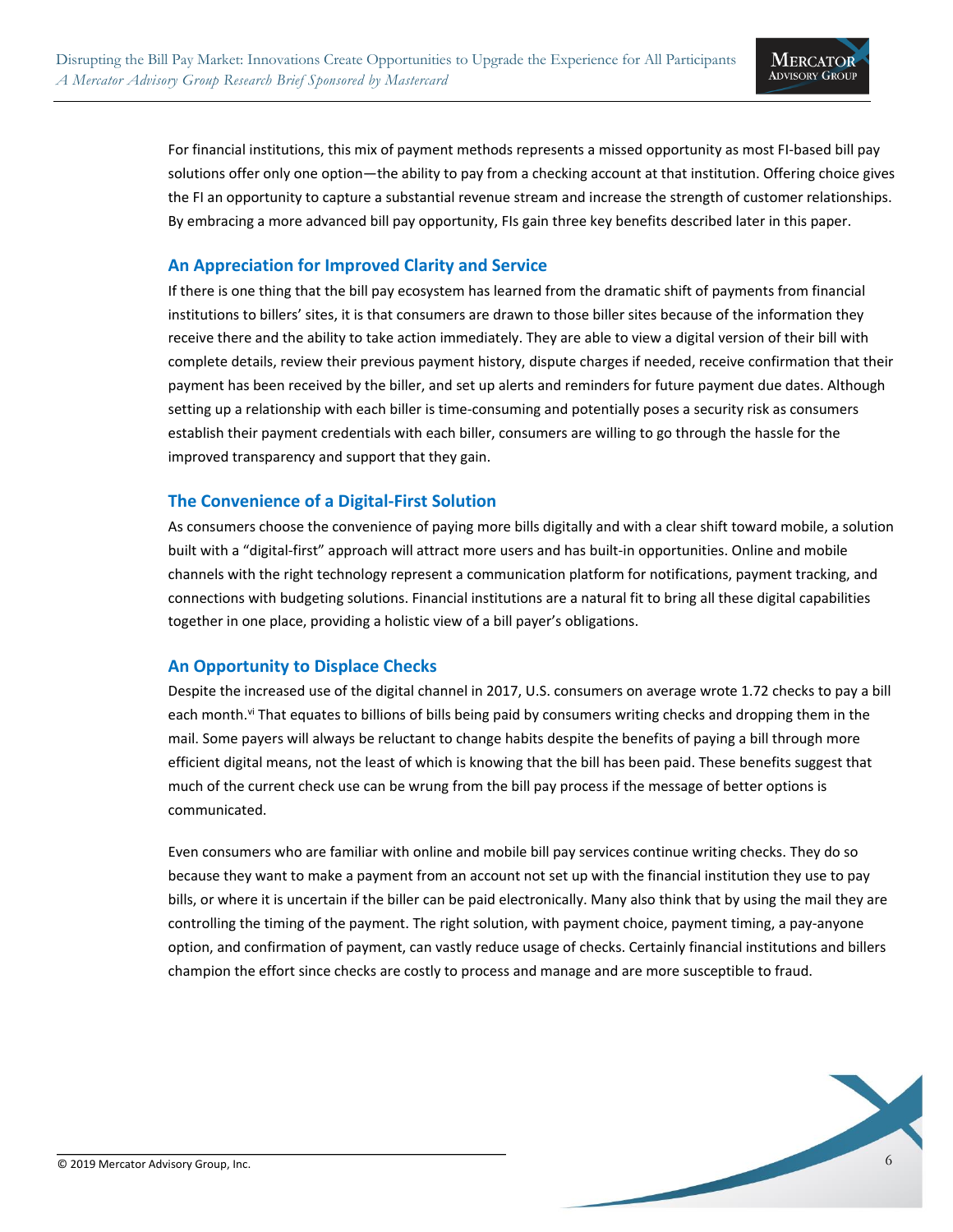For financial institutions, this mix of payment methods represents a missed opportunity as most FI-based bill pay solutions offer only one option—the ability to pay from a checking account at that institution. Offering choice gives the FI an opportunity to capture a substantial revenue stream and increase the strength of customer relationships. By embracing a more advanced bill pay opportunity, FIs gain three key benefits described later in this paper.

## An Appreciation for Improved Clarity and Service

If there is one thing that the bill pay ecosystem has learned from the dramatic shift of payments from financial institutions to billers' sites, it is that consumers are drawn to those biller sites because of the information they receive there and the ability to take action immediately. They are able to view a digital version of their bill with complete details, review their previous payment history, dispute charges if needed, receive confirmation that their payment has been received by the biller, and set up alerts and reminders for future payment due dates. Although setting up a relationship with each biller is time-consuming and potentially poses a security risk as consumers establish their payment credentials with each biller, consumers are willing to go through the hassle for the improved transparency and support that they gain.

## The Convenience of a Digital-First Solution

As consumers choose the convenience of paying more bills digitally and with a clear shift toward mobile, a solution built with a "digital-first" approach will attract more users and has built-in opportunities. Online and mobile channels with the right technology represent a communication platform for notifications, payment tracking, and connections with budgeting solutions. Financial institutions are a natural fit to bring all these digital capabilities together in one place, providing a holistic view of a bill payer's obligations.

## An Opportunity to Displace Checks

Despite the increased use of the digital channel in 2017, U.S. consumers on average wrote 1.72 checks to pay a bill each month.[vi] That equates to billions of bills being paid by consumers writing checks and dropping them in the mail. Some payers will always be reluctant to change habits despite the benefits of paying a bill through more efficient digital means, not the least of which is knowing that the bill has been paid. These benefits suggest that much of the current check use can be wrung from the bill pay process if the message of better options is communicated.

Even consumers who are familiar with online and mobile bill pay services continue writing checks. They do so because they want to make a payment from an account not set up with the financial institution they use to pay bills, or where it is uncertain if the biller can be paid electronically. Many also think that by using the mail they are controlling the timing of the payment. The right solution, with payment choice, payment timing, a pay-anyone option, and confirmation of payment, can vastly reduce usage of checks. Certainly financial institutions and billers champion the effort since checks are costly to process and manage and are more susceptible to fraud.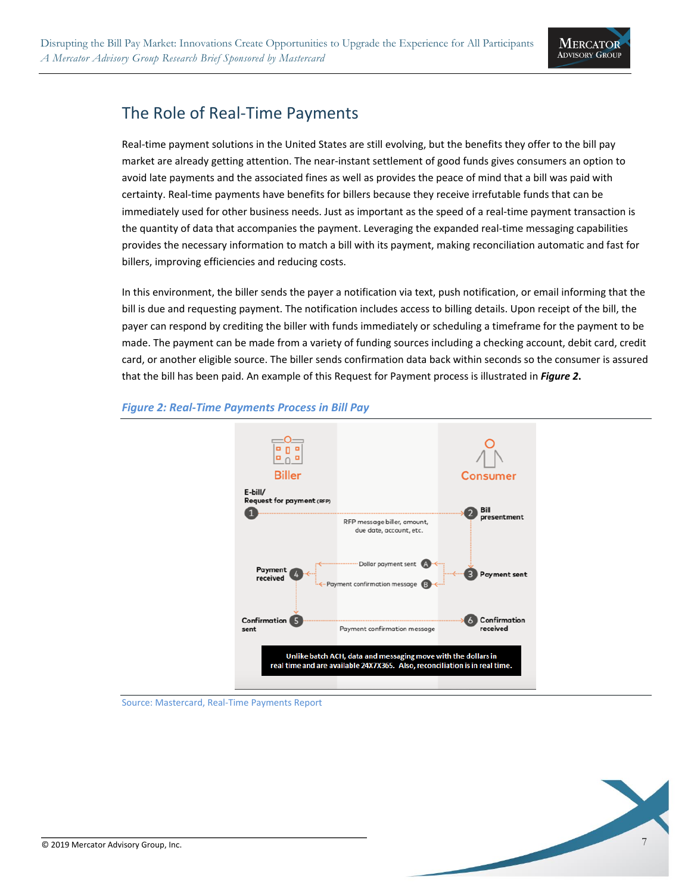## The Role of Real-Time Payments

Real-time payment solutions in the United States are still evolving, but the benefits they offer to the bill pay market are already getting attention. The near-instant settlement of good funds gives consumers an option to avoid late payments and the associated fines as well as provides the peace of mind that a bill was paid with certainty. Real-time payments have benefits for billers because they receive irrefutable funds that can be immediately used for other business needs. Just as important as the speed of a real-time payment transaction is the quantity of data that accompanies the payment. Leveraging the expanded real-time messaging capabilities provides the necessary information to match a bill with its payment, making reconciliation automatic and fast for billers, improving efficiencies and reducing costs.

In this environment, the biller sends the payer a notification via text, push notification, or email informing that the bill is due and requesting payment. The notification includes access to billing details. Upon receipt of the bill, the payer can respond by crediting the biller with funds immediately or scheduling a timeframe for the payment to be made. The payment can be made from a variety of funding sources including a checking account, debit card, credit card, or another eligible source. The biller sends confirmation data back within seconds so the consumer is assured that the bill has been paid. An example of this Request for Payment process is illustrated in ***Figure 2.***

***Figure 2: Real-Time Payments Process in Bill Pay***

Biller | Consumer

1. E-bill/ Request for payment (RFP) → 2. Bill presentment — RFP message biller, amount, due date, account, etc.
3. Payment sent → A. Dollar payment sent; B. Payment confirmation message → 4. Payment received
5. Confirmation sent → 6. Confirmation received — Payment confirmation message

Unlike batch ACH, data and messaging move with the dollars in real time and are available 24X7X365. Also, reconciliation is in real time.

Source: Mastercard, Real-Time Payments Report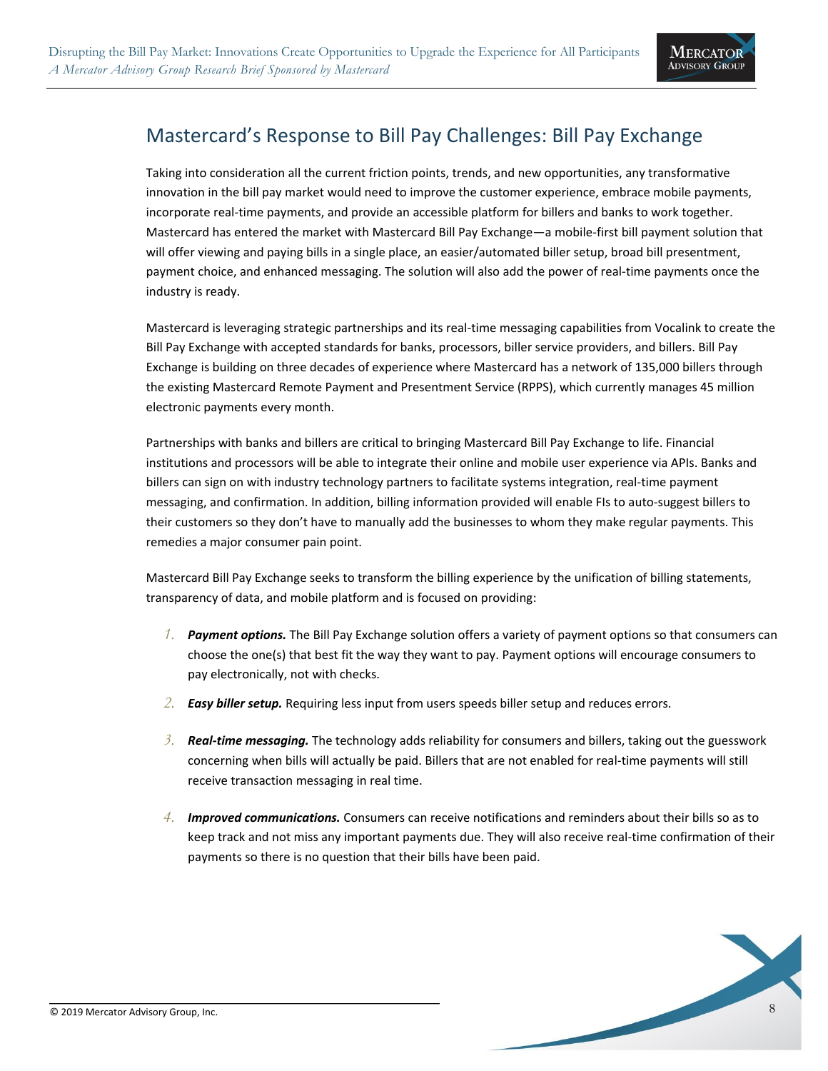## Mastercard's Response to Bill Pay Challenges: Bill Pay Exchange

Taking into consideration all the current friction points, trends, and new opportunities, any transformative innovation in the bill pay market would need to improve the customer experience, embrace mobile payments, incorporate real-time payments, and provide an accessible platform for billers and banks to work together. Mastercard has entered the market with Mastercard Bill Pay Exchange—a mobile-first bill payment solution that will offer viewing and paying bills in a single place, an easier/automated biller setup, broad bill presentment, payment choice, and enhanced messaging. The solution will also add the power of real-time payments once the industry is ready.

Mastercard is leveraging strategic partnerships and its real-time messaging capabilities from Vocalink to create the Bill Pay Exchange with accepted standards for banks, processors, biller service providers, and billers. Bill Pay Exchange is building on three decades of experience where Mastercard has a network of 135,000 billers through the existing Mastercard Remote Payment and Presentment Service (RPPS), which currently manages 45 million electronic payments every month.

Partnerships with banks and billers are critical to bringing Mastercard Bill Pay Exchange to life. Financial institutions and processors will be able to integrate their online and mobile user experience via APIs. Banks and billers can sign on with industry technology partners to facilitate systems integration, real-time payment messaging, and confirmation. In addition, billing information provided will enable FIs to auto-suggest billers to their customers so they don't have to manually add the businesses to whom they make regular payments. This remedies a major consumer pain point.

Mastercard Bill Pay Exchange seeks to transform the billing experience by the unification of billing statements, transparency of data, and mobile platform and is focused on providing:

1. ***Payment options.*** The Bill Pay Exchange solution offers a variety of payment options so that consumers can choose the one(s) that best fit the way they want to pay. Payment options will encourage consumers to pay electronically, not with checks.
2. ***Easy biller setup.*** Requiring less input from users speeds biller setup and reduces errors.
3. ***Real-time messaging.*** The technology adds reliability for consumers and billers, taking out the guesswork concerning when bills will actually be paid. Billers that are not enabled for real-time payments will still receive transaction messaging in real time.
4. ***Improved communications.*** Consumers can receive notifications and reminders about their bills so as to keep track and not miss any important payments due. They will also receive real-time confirmation of their payments so there is no question that their bills have been paid.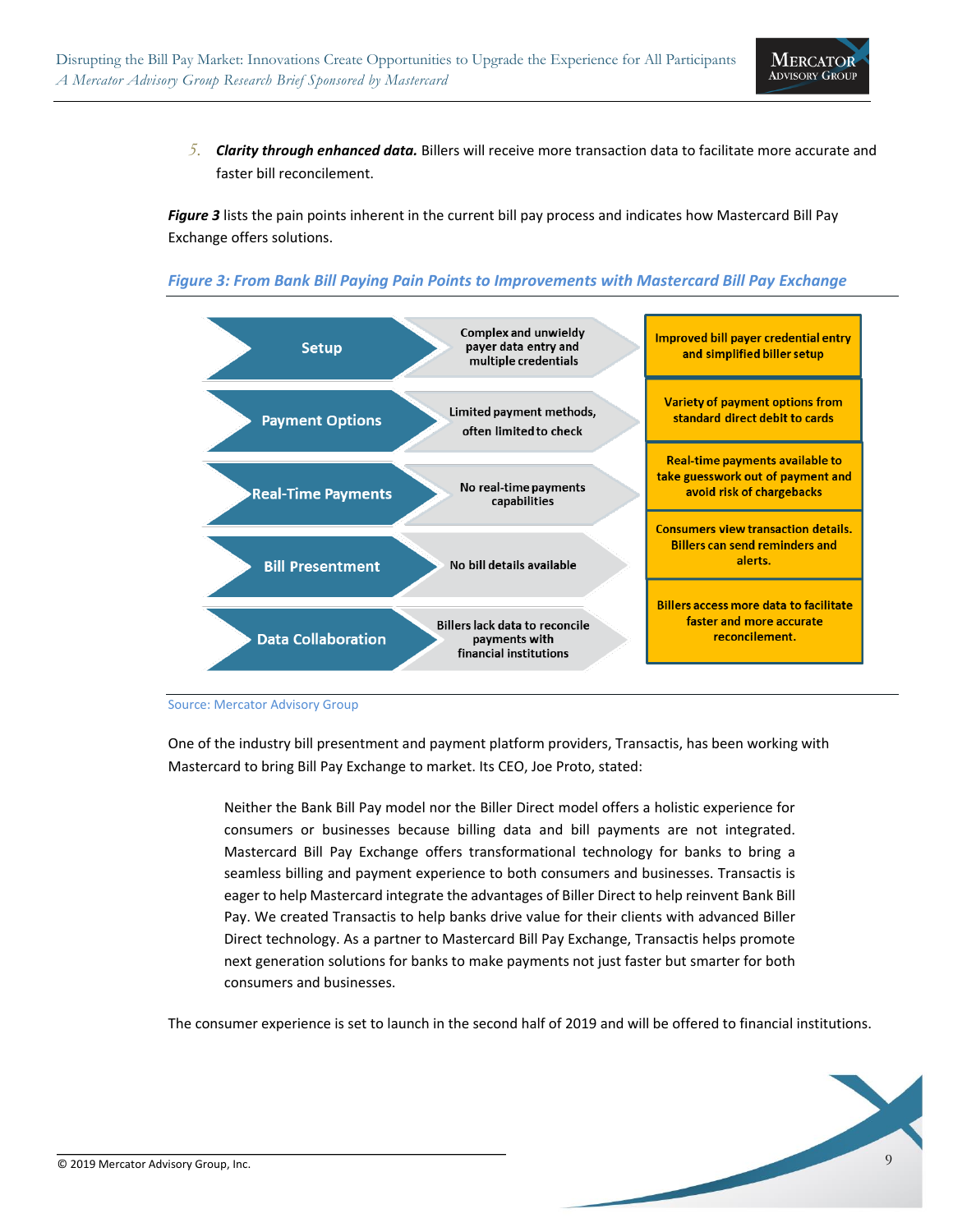5. ***Clarity through enhanced data.*** Billers will receive more transaction data to facilitate more accurate and faster bill reconcilement.

***Figure 3*** lists the pain points inherent in the current bill pay process and indicates how Mastercard Bill Pay Exchange offers solutions.

***Figure 3: From Bank Bill Paying Pain Points to Improvements with Mastercard Bill Pay Exchange***

| Area | Pain Point | Improvement |
|---|---|---|
| Setup | Complex and unwieldy payer data entry and multiple credentials | Improved bill payer credential entry and simplified biller setup |
| Payment Options | Limited payment methods, often limited to check | Variety of payment options from standard direct debit to cards |
| Real-Time Payments | No real-time payments capabilities | Real-time payments available to take guesswork out of payment and avoid risk of chargebacks |
| Bill Presentment | No bill details available | Consumers view transaction details. Billers can send reminders and alerts. |
| Data Collaboration | Billers lack data to reconcile payments with financial institutions | Billers access more data to facilitate faster and more accurate reconcilement. |

Source: Mercator Advisory Group

One of the industry bill presentment and payment platform providers, Transactis, has been working with Mastercard to bring Bill Pay Exchange to market. Its CEO, Joe Proto, stated:

> Neither the Bank Bill Pay model nor the Biller Direct model offers a holistic experience for consumers or businesses because billing data and bill payments are not integrated. Mastercard Bill Pay Exchange offers transformational technology for banks to bring a seamless billing and payment experience to both consumers and businesses. Transactis is eager to help Mastercard integrate the advantages of Biller Direct to help reinvent Bank Bill Pay. We created Transactis to help banks drive value for their clients with advanced Biller Direct technology. As a partner to Mastercard Bill Pay Exchange, Transactis helps promote next generation solutions for banks to make payments not just faster but smarter for both consumers and businesses.

The consumer experience is set to launch in the second half of 2019 and will be offered to financial institutions.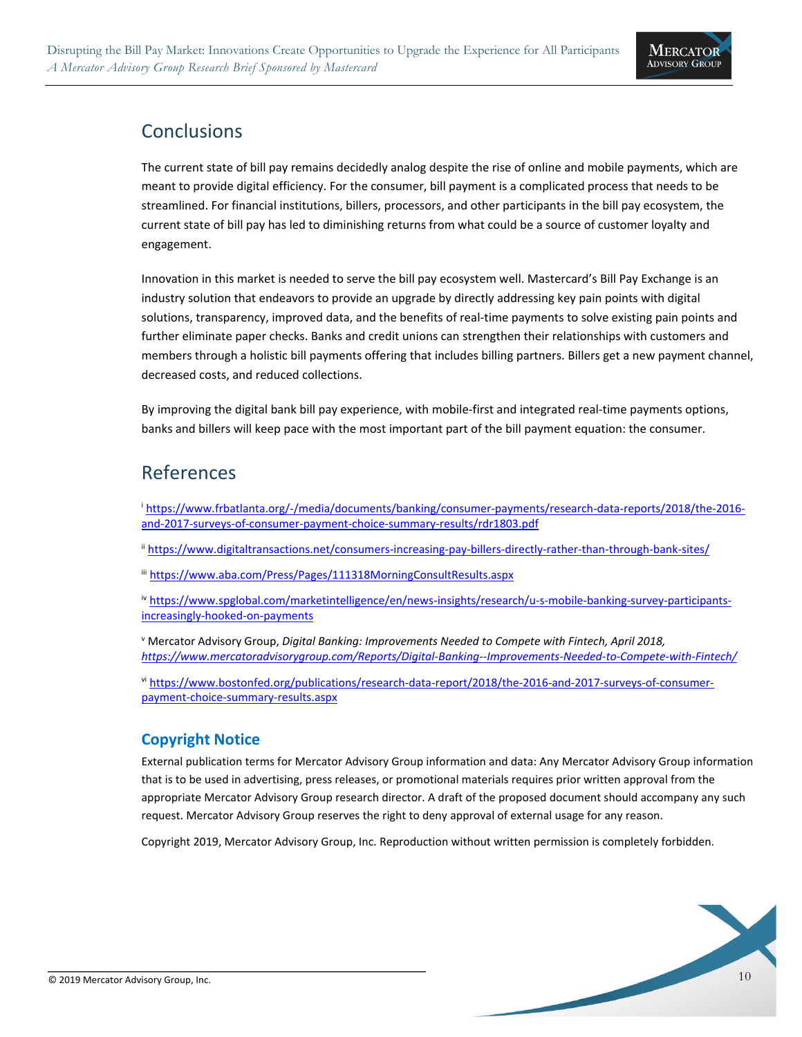## Conclusions

The current state of bill pay remains decidedly analog despite the rise of online and mobile payments, which are meant to provide digital efficiency. For the consumer, bill payment is a complicated process that needs to be streamlined. For financial institutions, billers, processors, and other participants in the bill pay ecosystem, the current state of bill pay has led to diminishing returns from what could be a source of customer loyalty and engagement.

Innovation in this market is needed to serve the bill pay ecosystem well. Mastercard's Bill Pay Exchange is an industry solution that endeavors to provide an upgrade by directly addressing key pain points with digital solutions, transparency, improved data, and the benefits of real-time payments to solve existing pain points and further eliminate paper checks. Banks and credit unions can strengthen their relationships with customers and members through a holistic bill payments offering that includes billing partners. Billers get a new payment channel, decreased costs, and reduced collections.

By improving the digital bank bill pay experience, with mobile-first and integrated real-time payments options, banks and billers will keep pace with the most important part of the bill payment equation: the consumer.

## References

[i] https://www.frbatlanta.org/-/media/documents/banking/consumer-payments/research-data-reports/2018/the-2016-and-2017-surveys-of-consumer-payment-choice-summary-results/rdr1803.pdf

[ii] https://www.digitaltransactions.net/consumers-increasing-pay-billers-directly-rather-than-through-bank-sites/

[iii] https://www.aba.com/Press/Pages/111318MorningConsultResults.aspx

[iv] https://www.spglobal.com/marketintelligence/en/news-insights/research/u-s-mobile-banking-survey-participants-increasingly-hooked-on-payments

[v] Mercator Advisory Group, *Digital Banking: Improvements Needed to Compete with Fintech, April 2018, https://www.mercatoradvisorygroup.com/Reports/Digital-Banking--Improvements-Needed-to-Compete-with-Fintech/*

[vi] https://www.bostonfed.org/publications/research-data-report/2018/the-2016-and-2017-surveys-of-consumer-payment-choice-summary-results.aspx

### Copyright Notice

External publication terms for Mercator Advisory Group information and data: Any Mercator Advisory Group information that is to be used in advertising, press releases, or promotional materials requires prior written approval from the appropriate Mercator Advisory Group research director. A draft of the proposed document should accompany any such request. Mercator Advisory Group reserves the right to deny approval of external usage for any reason.

Copyright 2019, Mercator Advisory Group, Inc. Reproduction without written permission is completely forbidden.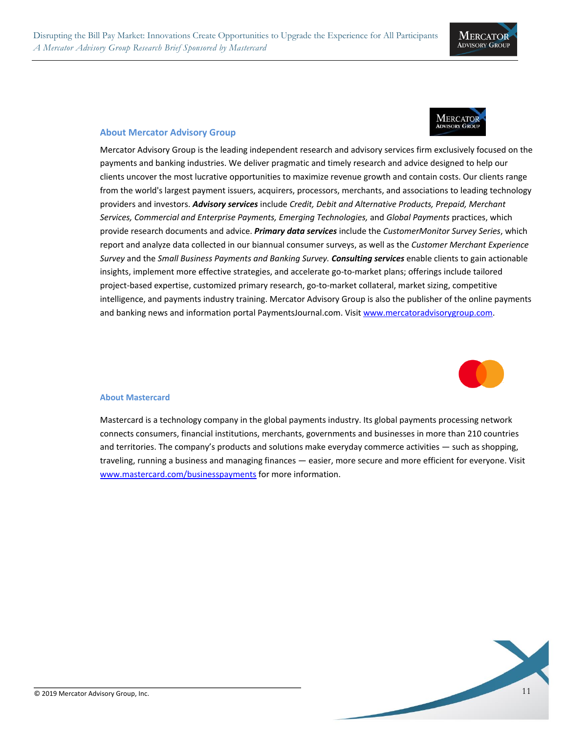## About Mercator Advisory Group

Mercator Advisory Group is the leading independent research and advisory services firm exclusively focused on the payments and banking industries. We deliver pragmatic and timely research and advice designed to help our clients uncover the most lucrative opportunities to maximize revenue growth and contain costs. Our clients range from the world's largest payment issuers, acquirers, processors, merchants, and associations to leading technology providers and investors. ***Advisory services*** include *Credit, Debit and Alternative Products, Prepaid, Merchant Services, Commercial and Enterprise Payments, Emerging Technologies,* and *Global Payments* practices, which provide research documents and advice. ***Primary data services*** include the *CustomerMonitor Survey Series*, which report and analyze data collected in our biannual consumer surveys, as well as the *Customer Merchant Experience Survey* and the *Small Business Payments and Banking Survey.* ***Consulting services*** enable clients to gain actionable insights, implement more effective strategies, and accelerate go-to-market plans; offerings include tailored project-based expertise, customized primary research, go-to-market collateral, market sizing, competitive intelligence, and payments industry training. Mercator Advisory Group is also the publisher of the online payments and banking news and information portal PaymentsJournal.com. Visit www.mercatoradvisorygroup.com.

## About Mastercard

Mastercard is a technology company in the global payments industry. Its global payments processing network connects consumers, financial institutions, merchants, governments and businesses in more than 210 countries and territories. The company's products and solutions make everyday commerce activities — such as shopping, traveling, running a business and managing finances — easier, more secure and more efficient for everyone. Visit www.mastercard.com/businesspayments for more information.

© 2019 Mercator Advisory Group, Inc.